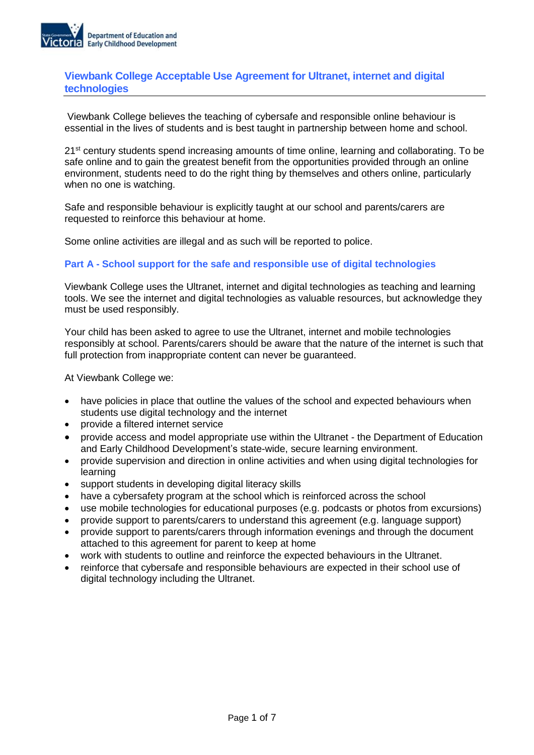## Viewbank College Acceptable Use Agreement for Ultranet, internet and digital technologies

Viewbank College believes the teaching of cybersafe and responsible online behaviour is essential in the lives of students and is best taught in partnership between home and school.

21st century students spend increasing amounts of time online, learning and collaborating. To be safe online and to gain the greatest benefit from the opportunities provided through an online environment, students need to do the right thing by themselves and others online, particularly when no one is watching.

Safe and responsible behaviour is explicitly taught at our school and parents/carers are requested to reinforce this behaviour at home.

Some online activities are illegal and as such will be reported to police.

### Part A - School support for the safe and responsible use of digital technologies

Viewbank College uses the Ultranet, internet and digital technologies as teaching and learning tools. We see the internet and digital technologies as valuable resources, but acknowledge they must be used responsibly.

Your child has been asked to agree to use the Ultranet, internet and mobile technologies responsibly at school. Parents/carers should be aware that the nature of the internet is such that full protection from inappropriate content can never be guaranteed.

At Viewbank College we:

- have policies in place that outline the values of the school and expected behaviours when students use digital technology and the internet
- provide a filtered internet service
- provide access and model appropriate use within the Ultranet - the Department of Education and Early Childhood Development's state-wide, secure learning environment.
- provide supervision and direction in online activities and when using digital technologies for learning
- support students in developing digital literacy skills
- have a cybersafety program at the school which is reinforced across the school
- use mobile technologies for educational purposes (e.g. podcasts or photos from excursions)
- provide support to parents/carers to understand this agreement (e.g. language support)
- provide support to parents/carers through information evenings and through the document attached to this agreement for parent to keep at home
- work with students to outline and reinforce the expected behaviours in the Ultranet.
- reinforce that cybersafe and responsible behaviours are expected in their school use of digital technology including the Ultranet.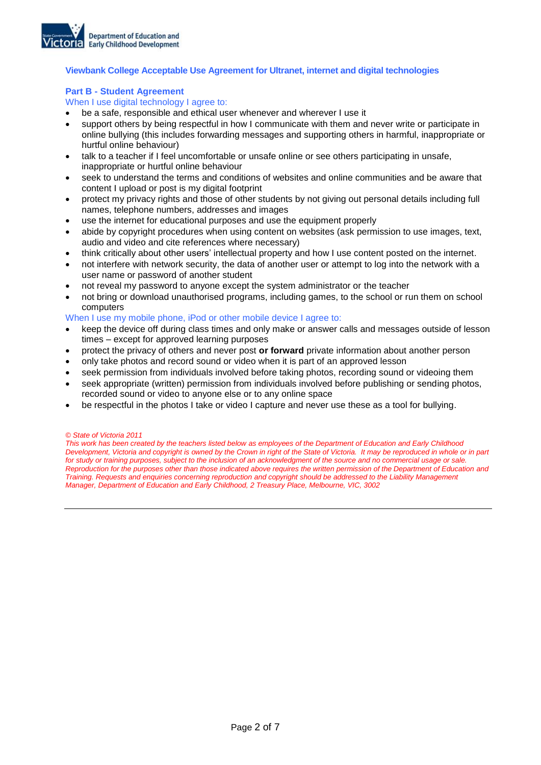Department of Education and Early Childhood Development

## Viewbank College Acceptable Use Agreement for Ultranet, internet and digital technologies

### Part B - Student Agreement

When I use digital technology I agree to:

- be a safe, responsible and ethical user whenever and wherever I use it
- support others by being respectful in how I communicate with them and never write or participate in online bullying (this includes forwarding messages and supporting others in harmful, inappropriate or hurtful online behaviour)
- talk to a teacher if I feel uncomfortable or unsafe online or see others participating in unsafe, inappropriate or hurtful online behaviour
- seek to understand the terms and conditions of websites and online communities and be aware that content I upload or post is my digital footprint
- protect my privacy rights and those of other students by not giving out personal details including full names, telephone numbers, addresses and images
- use the internet for educational purposes and use the equipment properly
- abide by copyright procedures when using content on websites (ask permission to use images, text, audio and video and cite references where necessary)
- think critically about other users' intellectual property and how I use content posted on the internet.
- not interfere with network security, the data of another user or attempt to log into the network with a user name or password of another student
- not reveal my password to anyone except the system administrator or the teacher
- not bring or download unauthorised programs, including games, to the school or run them on school computers

When I use my mobile phone, iPod or other mobile device I agree to:

- keep the device off during class times and only make or answer calls and messages outside of lesson times – except for approved learning purposes
- protect the privacy of others and never post **or forward** private information about another person
- only take photos and record sound or video when it is part of an approved lesson
- seek permission from individuals involved before taking photos, recording sound or videoing them
- seek appropriate (written) permission from individuals involved before publishing or sending photos, recorded sound or video to anyone else or to any online space
- be respectful in the photos I take or video I capture and never use these as a tool for bullying.

*© State of Victoria 2011*
*This work has been created by the teachers listed below as employees of the Department of Education and Early Childhood Development, Victoria and copyright is owned by the Crown in right of the State of Victoria. It may be reproduced in whole or in part for study or training purposes, subject to the inclusion of an acknowledgment of the source and no commercial usage or sale. Reproduction for the purposes other than those indicated above requires the written permission of the Department of Education and Training. Requests and enquiries concerning reproduction and copyright should be addressed to the Liability Management Manager, Department of Education and Early Childhood, 2 Treasury Place, Melbourne, VIC, 3002*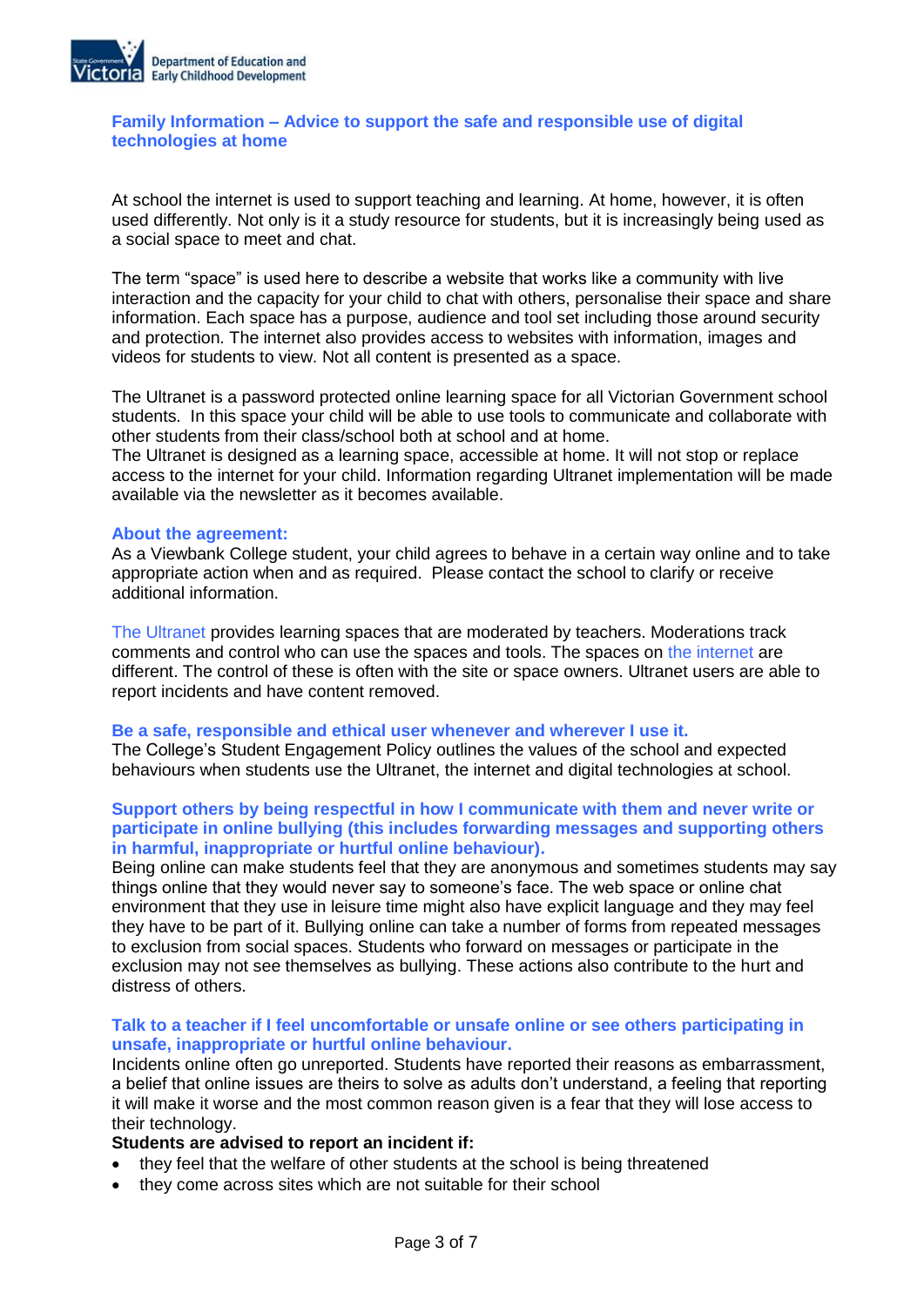## Family Information – Advice to support the safe and responsible use of digital technologies at home

At school the internet is used to support teaching and learning. At home, however, it is often used differently. Not only is it a study resource for students, but it is increasingly being used as a social space to meet and chat.

The term "space" is used here to describe a website that works like a community with live interaction and the capacity for your child to chat with others, personalise their space and share information. Each space has a purpose, audience and tool set including those around security and protection. The internet also provides access to websites with information, images and videos for students to view. Not all content is presented as a space.

The Ultranet is a password protected online learning space for all Victorian Government school students. In this space your child will be able to use tools to communicate and collaborate with other students from their class/school both at school and at home.
The Ultranet is designed as a learning space, accessible at home. It will not stop or replace access to the internet for your child. Information regarding Ultranet implementation will be made available via the newsletter as it becomes available.

### About the agreement:

As a Viewbank College student, your child agrees to behave in a certain way online and to take appropriate action when and as required. Please contact the school to clarify or receive additional information.

The Ultranet provides learning spaces that are moderated by teachers. Moderations track comments and control who can use the spaces and tools. The spaces on the internet are different. The control of these is often with the site or space owners. Ultranet users are able to report incidents and have content removed.

### Be a safe, responsible and ethical user whenever and wherever I use it.

The College's Student Engagement Policy outlines the values of the school and expected behaviours when students use the Ultranet, the internet and digital technologies at school.

### Support others by being respectful in how I communicate with them and never write or participate in online bullying (this includes forwarding messages and supporting others in harmful, inappropriate or hurtful online behaviour).

Being online can make students feel that they are anonymous and sometimes students may say things online that they would never say to someone's face. The web space or online chat environment that they use in leisure time might also have explicit language and they may feel they have to be part of it. Bullying online can take a number of forms from repeated messages to exclusion from social spaces. Students who forward on messages or participate in the exclusion may not see themselves as bullying. These actions also contribute to the hurt and distress of others.

### Talk to a teacher if I feel uncomfortable or unsafe online or see others participating in unsafe, inappropriate or hurtful online behaviour.

Incidents online often go unreported. Students have reported their reasons as embarrassment, a belief that online issues are theirs to solve as adults don't understand, a feeling that reporting it will make it worse and the most common reason given is a fear that they will lose access to their technology.

**Students are advised to report an incident if:**

- they feel that the welfare of other students at the school is being threatened
- they come across sites which are not suitable for their school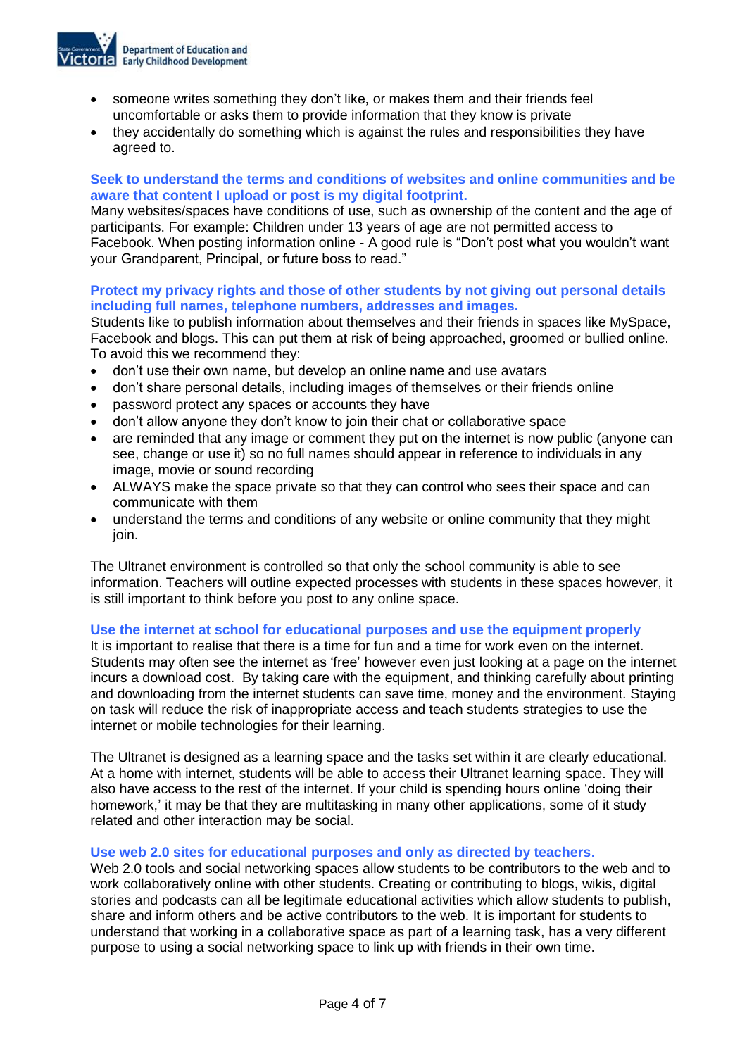- someone writes something they don't like, or makes them and their friends feel uncomfortable or asks them to provide information that they know is private
- they accidentally do something which is against the rules and responsibilities they have agreed to.

### Seek to understand the terms and conditions of websites and online communities and be aware that content I upload or post is my digital footprint.

Many websites/spaces have conditions of use, such as ownership of the content and the age of participants. For example: Children under 13 years of age are not permitted access to Facebook. When posting information online - A good rule is "Don't post what you wouldn't want your Grandparent, Principal, or future boss to read."

### Protect my privacy rights and those of other students by not giving out personal details including full names, telephone numbers, addresses and images.

Students like to publish information about themselves and their friends in spaces like MySpace, Facebook and blogs. This can put them at risk of being approached, groomed or bullied online. To avoid this we recommend they:

- don't use their own name, but develop an online name and use avatars
- don't share personal details, including images of themselves or their friends online
- password protect any spaces or accounts they have
- don't allow anyone they don't know to join their chat or collaborative space
- are reminded that any image or comment they put on the internet is now public (anyone can see, change or use it) so no full names should appear in reference to individuals in any image, movie or sound recording
- ALWAYS make the space private so that they can control who sees their space and can communicate with them
- understand the terms and conditions of any website or online community that they might join.

The Ultranet environment is controlled so that only the school community is able to see information. Teachers will outline expected processes with students in these spaces however, it is still important to think before you post to any online space.

### Use the internet at school for educational purposes and use the equipment properly

It is important to realise that there is a time for fun and a time for work even on the internet. Students may often see the internet as 'free' however even just looking at a page on the internet incurs a download cost. By taking care with the equipment, and thinking carefully about printing and downloading from the internet students can save time, money and the environment. Staying on task will reduce the risk of inappropriate access and teach students strategies to use the internet or mobile technologies for their learning.

The Ultranet is designed as a learning space and the tasks set within it are clearly educational. At a home with internet, students will be able to access their Ultranet learning space. They will also have access to the rest of the internet. If your child is spending hours online 'doing their homework,' it may be that they are multitasking in many other applications, some of it study related and other interaction may be social.

### Use web 2.0 sites for educational purposes and only as directed by teachers.

Web 2.0 tools and social networking spaces allow students to be contributors to the web and to work collaboratively online with other students. Creating or contributing to blogs, wikis, digital stories and podcasts can all be legitimate educational activities which allow students to publish, share and inform others and be active contributors to the web. It is important for students to understand that working in a collaborative space as part of a learning task, has a very different purpose to using a social networking space to link up with friends in their own time.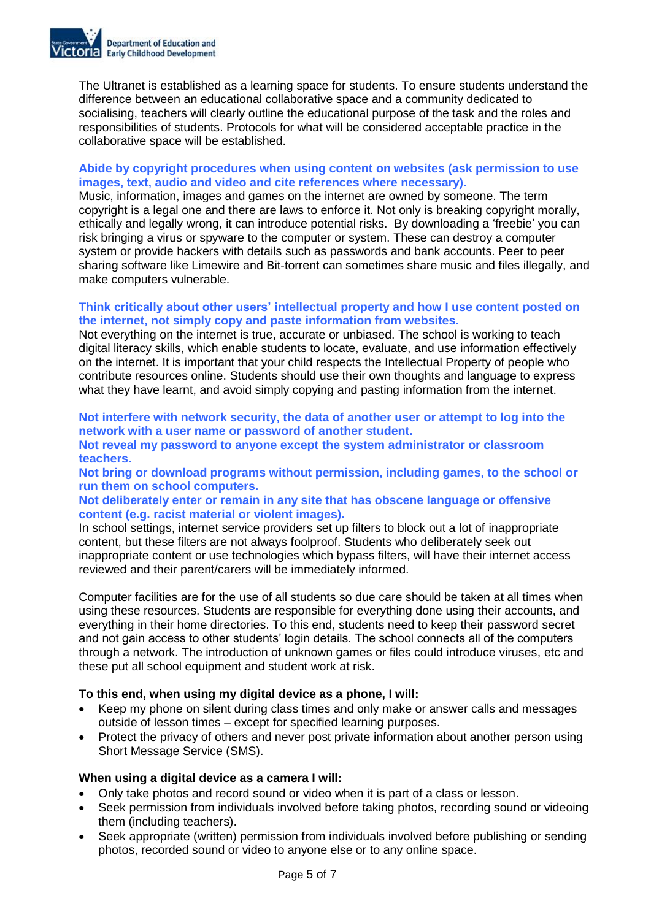The Ultranet is established as a learning space for students. To ensure students understand the difference between an educational collaborative space and a community dedicated to socialising, teachers will clearly outline the educational purpose of the task and the roles and responsibilities of students. Protocols for what will be considered acceptable practice in the collaborative space will be established.

**Abide by copyright procedures when using content on websites (ask permission to use images, text, audio and video and cite references where necessary).**

Music, information, images and games on the internet are owned by someone. The term copyright is a legal one and there are laws to enforce it. Not only is breaking copyright morally, ethically and legally wrong, it can introduce potential risks. By downloading a 'freebie' you can risk bringing a virus or spyware to the computer or system. These can destroy a computer system or provide hackers with details such as passwords and bank accounts. Peer to peer sharing software like Limewire and Bit-torrent can sometimes share music and files illegally, and make computers vulnerable.

**Think critically about other users' intellectual property and how I use content posted on the internet, not simply copy and paste information from websites.**

Not everything on the internet is true, accurate or unbiased. The school is working to teach digital literacy skills, which enable students to locate, evaluate, and use information effectively on the internet. It is important that your child respects the Intellectual Property of people who contribute resources online. Students should use their own thoughts and language to express what they have learnt, and avoid simply copying and pasting information from the internet.

**Not interfere with network security, the data of another user or attempt to log into the network with a user name or password of another student.**

**Not reveal my password to anyone except the system administrator or classroom teachers.**

**Not bring or download programs without permission, including games, to the school or run them on school computers.**

**Not deliberately enter or remain in any site that has obscene language or offensive content (e.g. racist material or violent images).**

In school settings, internet service providers set up filters to block out a lot of inappropriate content, but these filters are not always foolproof. Students who deliberately seek out inappropriate content or use technologies which bypass filters, will have their internet access reviewed and their parent/carers will be immediately informed.

Computer facilities are for the use of all students so due care should be taken at all times when using these resources. Students are responsible for everything done using their accounts, and everything in their home directories. To this end, students need to keep their password secret and not gain access to other students' login details. The school connects all of the computers through a network. The introduction of unknown games or files could introduce viruses, etc and these put all school equipment and student work at risk.

**To this end, when using my digital device as a phone, I will:**

- Keep my phone on silent during class times and only make or answer calls and messages outside of lesson times – except for specified learning purposes.
- Protect the privacy of others and never post private information about another person using Short Message Service (SMS).

**When using a digital device as a camera I will:**

- Only take photos and record sound or video when it is part of a class or lesson.
- Seek permission from individuals involved before taking photos, recording sound or videoing them (including teachers).
- Seek appropriate (written) permission from individuals involved before publishing or sending photos, recorded sound or video to anyone else or to any online space.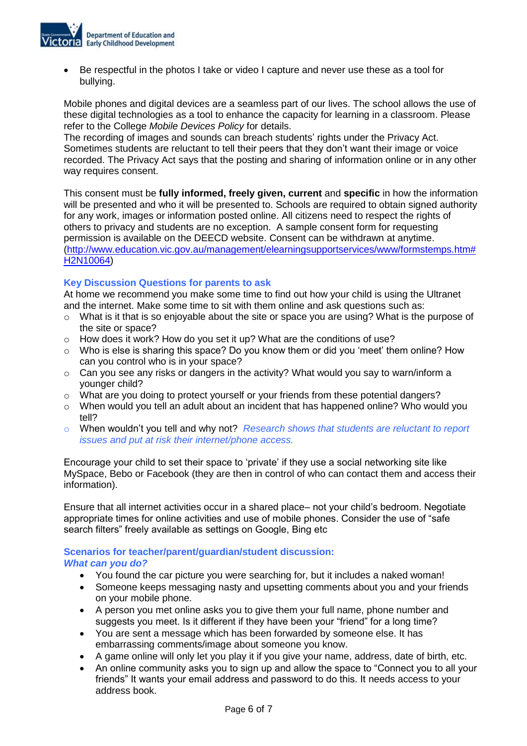- Be respectful in the photos I take or video I capture and never use these as a tool for bullying.

Mobile phones and digital devices are a seamless part of our lives. The school allows the use of these digital technologies as a tool to enhance the capacity for learning in a classroom. Please refer to the College *Mobile Devices Policy* for details.
The recording of images and sounds can breach students' rights under the Privacy Act. Sometimes students are reluctant to tell their peers that they don't want their image or voice recorded. The Privacy Act says that the posting and sharing of information online or in any other way requires consent.

This consent must be **fully informed, freely given, current** and **specific** in how the information will be presented and who it will be presented to. Schools are required to obtain signed authority for any work, images or information posted online. All citizens need to respect the rights of others to privacy and students are no exception. A sample consent form for requesting permission is available on the DEECD website. Consent can be withdrawn at anytime. (http://www.education.vic.gov.au/management/elearningsupportservices/www/formstemps.htm#H2N10064)

### Key Discussion Questions for parents to ask

At home we recommend you make some time to find out how your child is using the Ultranet and the internet. Make some time to sit with them online and ask questions such as:

- What is it that is so enjoyable about the site or space you are using? What is the purpose of the site or space?
- How does it work? How do you set it up? What are the conditions of use?
- Who is else is sharing this space? Do you know them or did you 'meet' them online? How can you control who is in your space?
- Can you see any risks or dangers in the activity? What would you say to warn/inform a younger child?
- What are you doing to protect yourself or your friends from these potential dangers?
- When would you tell an adult about an incident that has happened online? Who would you tell?
- When wouldn't you tell and why not? *Research shows that students are reluctant to report issues and put at risk their internet/phone access.*

Encourage your child to set their space to 'private' if they use a social networking site like MySpace, Bebo or Facebook (they are then in control of who can contact them and access their information).

Ensure that all internet activities occur in a shared place– not your child's bedroom. Negotiate appropriate times for online activities and use of mobile phones. Consider the use of "safe search filters" freely available as settings on Google, Bing etc

### Scenarios for teacher/parent/guardian/student discussion:

***What can you do?***

- You found the car picture you were searching for, but it includes a naked woman!
- Someone keeps messaging nasty and upsetting comments about you and your friends on your mobile phone.
- A person you met online asks you to give them your full name, phone number and suggests you meet. Is it different if they have been your "friend" for a long time?
- You are sent a message which has been forwarded by someone else. It has embarrassing comments/image about someone you know.
- A game online will only let you play it if you give your name, address, date of birth, etc.
- An online community asks you to sign up and allow the space to "Connect you to all your friends" It wants your email address and password to do this. It needs access to your address book.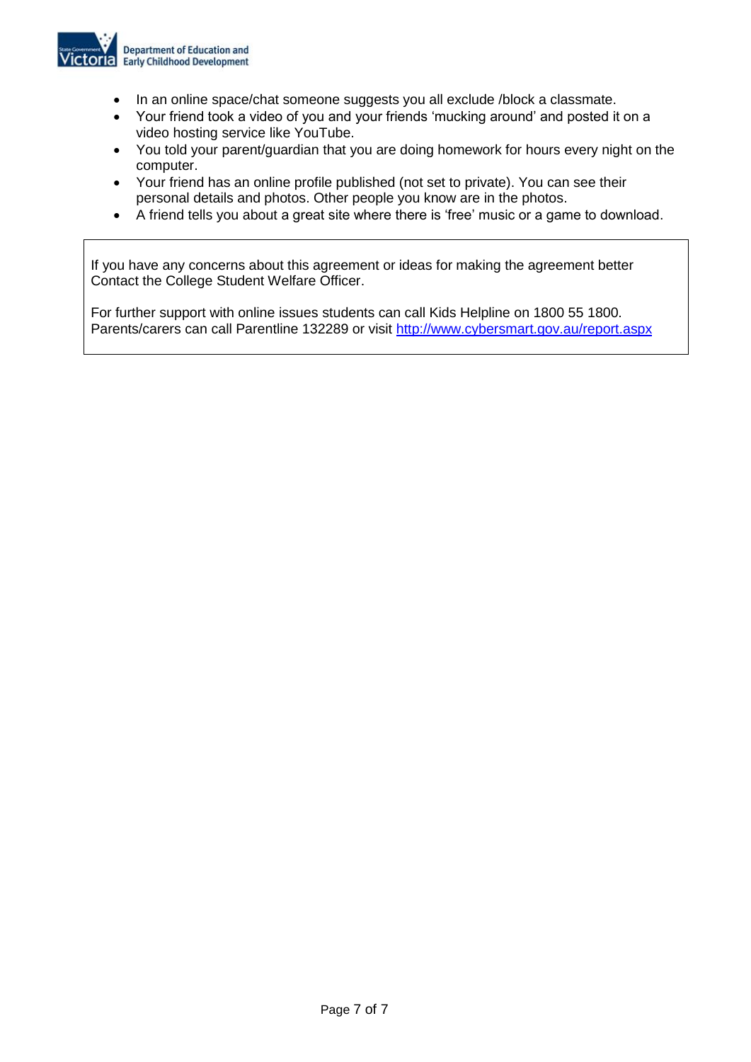- In an online space/chat someone suggests you all exclude /block a classmate.
- Your friend took a video of you and your friends 'mucking around' and posted it on a video hosting service like YouTube.
- You told your parent/guardian that you are doing homework for hours every night on the computer.
- Your friend has an online profile published (not set to private). You can see their personal details and photos. Other people you know are in the photos.
- A friend tells you about a great site where there is 'free' music or a game to download.

If you have any concerns about this agreement or ideas for making the agreement better Contact the College Student Welfare Officer.

For further support with online issues students can call Kids Helpline on 1800 55 1800. Parents/carers can call Parentline 132289 or visit http://www.cybersmart.gov.au/report.aspx